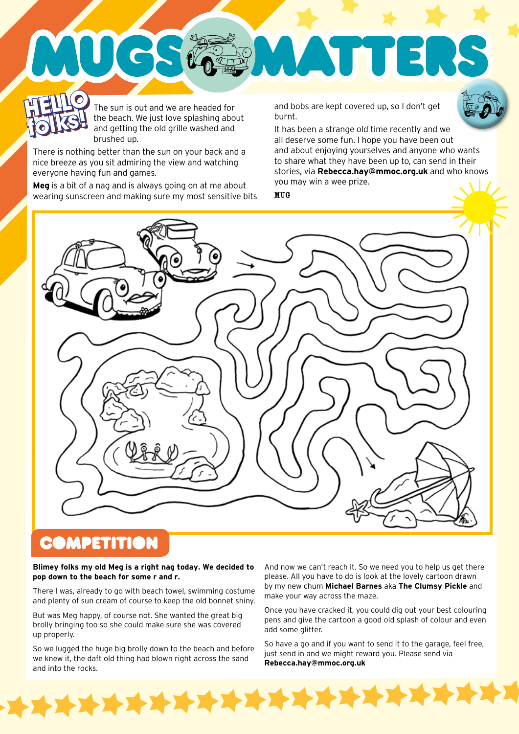# MUGS MATTERS

## HELLO folks!

The sun is out and we are headed for the beach. We just love splashing about and getting the old grille washed and brushed up.

There is nothing better than the sun on your back and a nice breeze as you sit admiring the view and watching everyone having fun and games.

**Meg** is a bit of a nag and is always going on at me about wearing sunscreen and making sure my most sensitive bits and bobs are kept covered up, so I don't get burnt.

It has been a strange old time recently and we all deserve some fun. I hope you have been out and about enjoying yourselves and anyone who wants to share what they have been up to, can send in their stories, via **Rebecca.hay@mmoc.org.uk** and who knows you may win a wee prize.

MUG

## COMPETITION

**Blimey folks my old Meg is a right nag today. We decided to pop down to the beach for some r and r.**

There I was, already to go with beach towel, swimming costume and plenty of sun cream of course to keep the old bonnet shiny.

But was Meg happy, of course not. She wanted the great big brolly bringing too so she could make sure she was covered up properly.

So we lugged the huge big brolly down to the beach and before we knew it, the daft old thing had blown right across the sand and into the rocks.

And now we can't reach it. So we need you to help us get there please. All you have to do is look at the lovely cartoon drawn by my new chum **Michael Barnes** aka **The Clumsy Pickle** and make your way across the maze.

Once you have cracked it, you could dig out your best colouring pens and give the cartoon a good old splash of colour and even add some glitter.

So have a go and if you want to send it to the garage, feel free, just send in and we might reward you. Please send via **Rebecca.hay@mmoc.org.uk**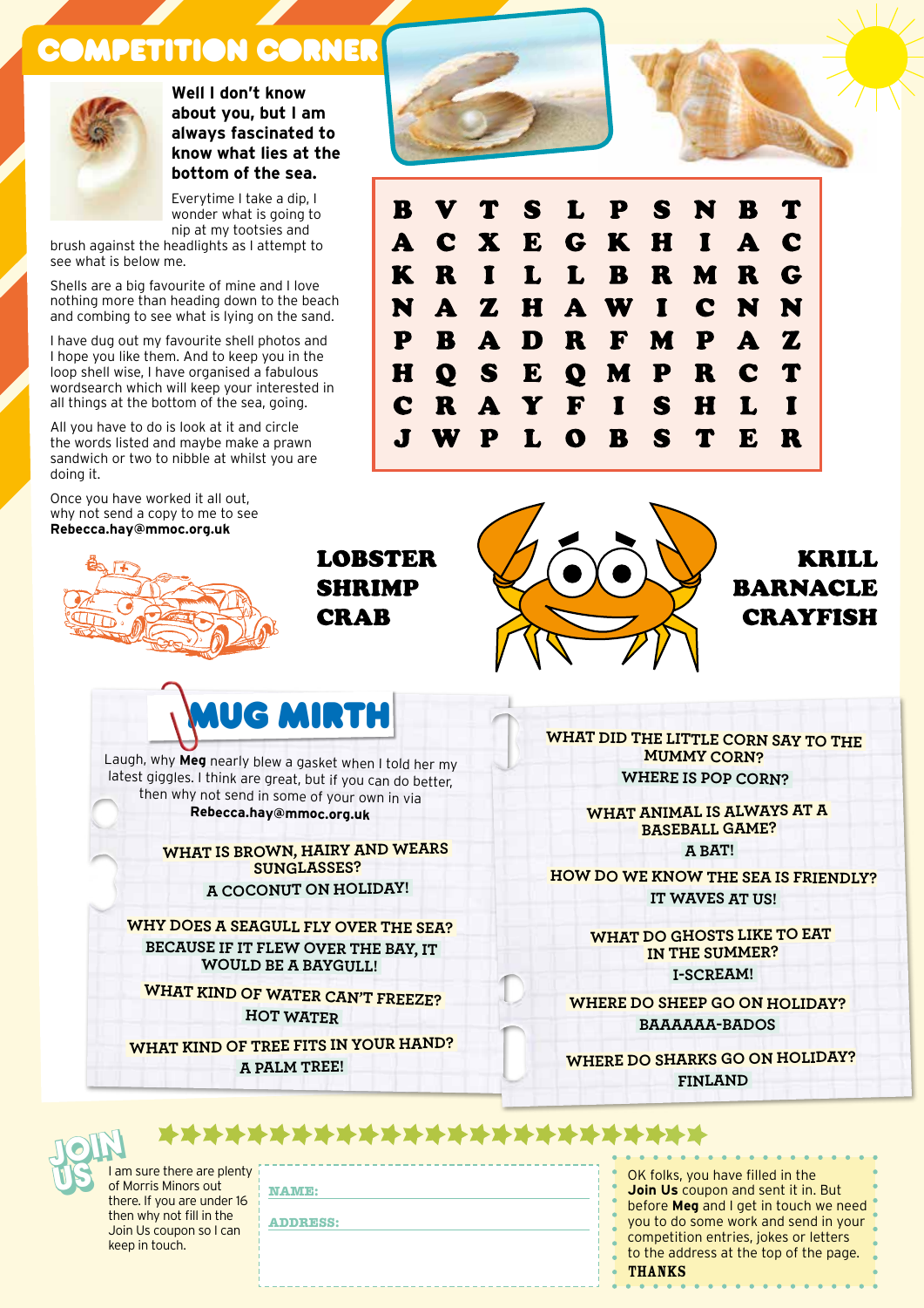# COMPETITION CORNER

**Well I don't know about you, but I am always fascinated to know what lies at the bottom of the sea.**

Everytime I take a dip, I wonder what is going to nip at my tootsies and brush against the headlights as I attempt to see what is below me.

Shells are a big favourite of mine and I love nothing more than heading down to the beach and combing to see what is lying on the sand.

I have dug out my favourite shell photos and I hope you like them. And to keep you in the loop shell wise, I have organised a fabulous wordsearch which will keep your interested in all things at the bottom of the sea, going.

All you have to do is look at it and circle the words listed and maybe make a prawn sandwich or two to nibble at whilst you are doing it.

Once you have worked it all out, why not send a copy to me to see **Rebecca.hay@mmoc.org.uk**

| | | | | | | | | | |
|---|---|---|---|---|---|---|---|---|---|
| B | V | T | S | L | P | S | N | B | T |
| A | C | X | E | G | K | H | I | A | C |
| K | R | I | L | L | B | R | M | R | G |
| N | A | Z | H | A | W | I | C | N | N |
| P | B | A | D | R | F | M | P | A | Z |
| H | Q | S | E | Q | M | P | R | C | T |
| C | R | A | Y | F | I | S | H | L | I |
| J | W | P | L | O | B | S | T | E | R |

LOBSTER
SHRIMP
CRAB

KRILL
BARNACLE
CRAYFISH

## MUG MIRTH

Laugh, why **Meg** nearly blew a gasket when I told her my latest giggles. I think are great, but if you can do better, then why not send in some of your own in via **Rebecca.hay@mmoc.org.uk**

WHAT IS BROWN, HAIRY AND WEARS SUNGLASSES?
A COCONUT ON HOLIDAY!

WHY DOES A SEAGULL FLY OVER THE SEA?
BECAUSE IF IT FLEW OVER THE BAY, IT WOULD BE A BAYGULL!

WHAT KIND OF WATER CAN'T FREEZE?
HOT WATER

WHAT KIND OF TREE FITS IN YOUR HAND?
A PALM TREE!

WHAT DID THE LITTLE CORN SAY TO THE MUMMY CORN?
WHERE IS POP CORN?

WHAT ANIMAL IS ALWAYS AT A BASEBALL GAME?
A BAT!

HOW DO WE KNOW THE SEA IS FRIENDLY?
IT WAVES AT US!

WHAT DO GHOSTS LIKE TO EAT IN THE SUMMER?
I-SCREAM!

WHERE DO SHEEP GO ON HOLIDAY?
BAAAAAA-BADOS

WHERE DO SHARKS GO ON HOLIDAY?
FINLAND

## JOIN US

I am sure there are plenty of Morris Minors out there. If you are under 16 then why not fill in the Join Us coupon so I can keep in touch.

NAME:

ADDRESS:

OK folks, you have filled in the **Join Us** coupon and sent it in. But before **Meg** and I get in touch we need you to do some work and send in your competition entries, jokes or letters to the address at the top of the page.
**THANKS**